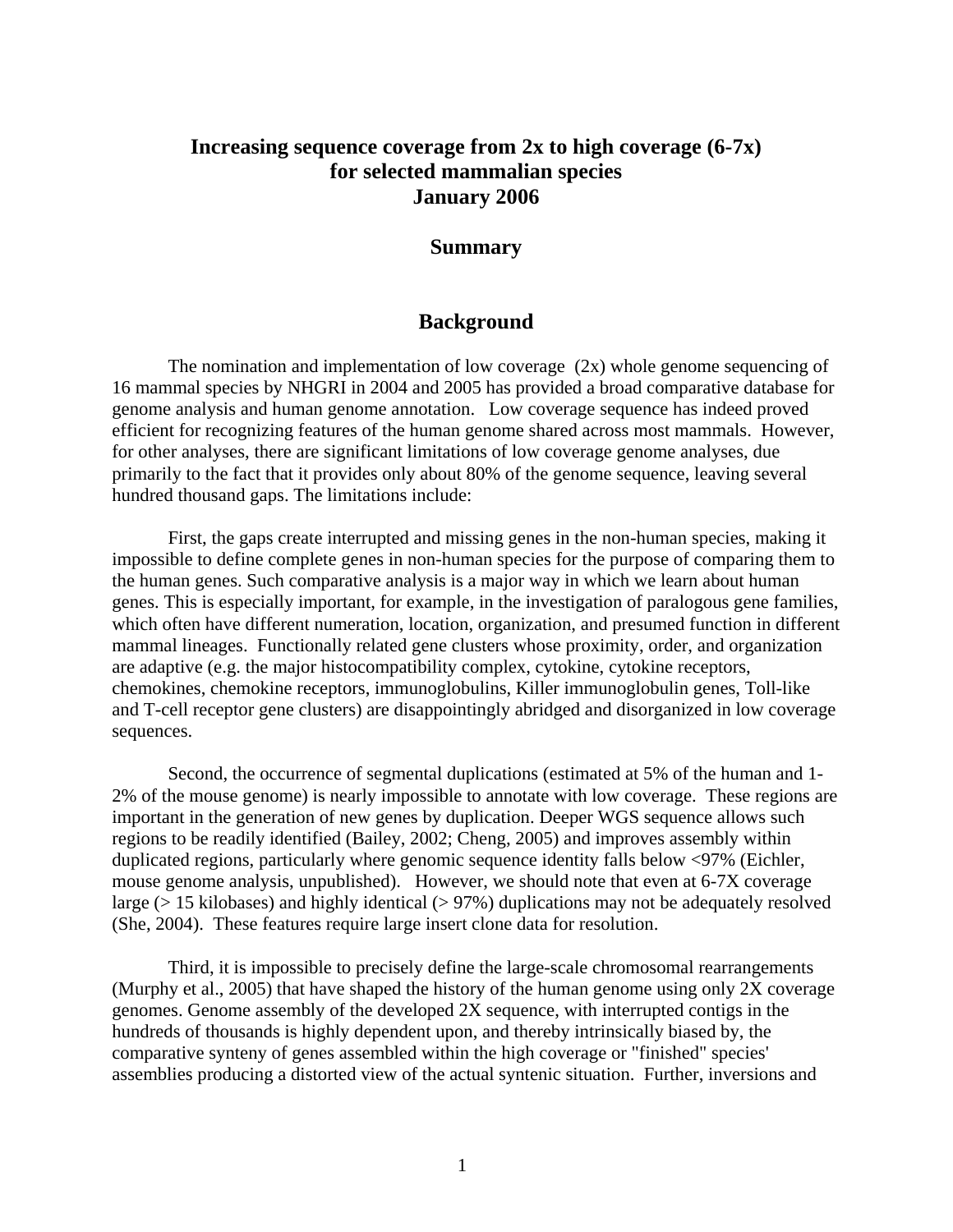# Increasing sequence coverage from 2x to high coverage (6-7x) for selected mammalian species
# January 2006

## Summary

## Background

The nomination and implementation of low coverage (2x) whole genome sequencing of 16 mammal species by NHGRI in 2004 and 2005 has provided a broad comparative database for genome analysis and human genome annotation. Low coverage sequence has indeed proved efficient for recognizing features of the human genome shared across most mammals. However, for other analyses, there are significant limitations of low coverage genome analyses, due primarily to the fact that it provides only about 80% of the genome sequence, leaving several hundred thousand gaps. The limitations include:

First, the gaps create interrupted and missing genes in the non-human species, making it impossible to define complete genes in non-human species for the purpose of comparing them to the human genes. Such comparative analysis is a major way in which we learn about human genes. This is especially important, for example, in the investigation of paralogous gene families, which often have different numeration, location, organization, and presumed function in different mammal lineages. Functionally related gene clusters whose proximity, order, and organization are adaptive (e.g. the major histocompatibility complex, cytokine, cytokine receptors, chemokines, chemokine receptors, immunoglobulins, Killer immunoglobulin genes, Toll-like and T-cell receptor gene clusters) are disappointingly abridged and disorganized in low coverage sequences.

Second, the occurrence of segmental duplications (estimated at 5% of the human and 1-2% of the mouse genome) is nearly impossible to annotate with low coverage. These regions are important in the generation of new genes by duplication. Deeper WGS sequence allows such regions to be readily identified (Bailey, 2002; Cheng, 2005) and improves assembly within duplicated regions, particularly where genomic sequence identity falls below <97% (Eichler, mouse genome analysis, unpublished). However, we should note that even at 6-7X coverage large (> 15 kilobases) and highly identical (> 97%) duplications may not be adequately resolved (She, 2004). These features require large insert clone data for resolution.

Third, it is impossible to precisely define the large-scale chromosomal rearrangements (Murphy et al., 2005) that have shaped the history of the human genome using only 2X coverage genomes. Genome assembly of the developed 2X sequence, with interrupted contigs in the hundreds of thousands is highly dependent upon, and thereby intrinsically biased by, the comparative synteny of genes assembled within the high coverage or "finished" species' assemblies producing a distorted view of the actual syntenic situation. Further, inversions and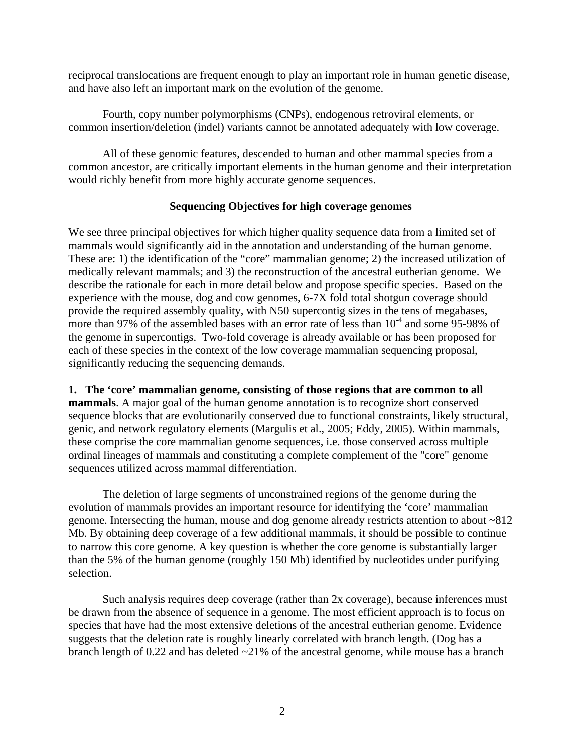reciprocal translocations are frequent enough to play an important role in human genetic disease, and have also left an important mark on the evolution of the genome.

Fourth, copy number polymorphisms (CNPs), endogenous retroviral elements, or common insertion/deletion (indel) variants cannot be annotated adequately with low coverage.

All of these genomic features, descended to human and other mammal species from a common ancestor, are critically important elements in the human genome and their interpretation would richly benefit from more highly accurate genome sequences.

### Sequencing Objectives for high coverage genomes

We see three principal objectives for which higher quality sequence data from a limited set of mammals would significantly aid in the annotation and understanding of the human genome. These are: 1) the identification of the "core" mammalian genome; 2) the increased utilization of medically relevant mammals; and 3) the reconstruction of the ancestral eutherian genome. We describe the rationale for each in more detail below and propose specific species. Based on the experience with the mouse, dog and cow genomes, 6-7X fold total shotgun coverage should provide the required assembly quality, with N50 supercontig sizes in the tens of megabases, more than 97% of the assembled bases with an error rate of less than $10^{-4}$ and some 95-98% of the genome in supercontigs. Two-fold coverage is already available or has been proposed for each of these species in the context of the low coverage mammalian sequencing proposal, significantly reducing the sequencing demands.

**1. The 'core' mammalian genome, consisting of those regions that are common to all mammals**. A major goal of the human genome annotation is to recognize short conserved sequence blocks that are evolutionarily conserved due to functional constraints, likely structural, genic, and network regulatory elements (Margulis et al., 2005; Eddy, 2005). Within mammals, these comprise the core mammalian genome sequences, i.e. those conserved across multiple ordinal lineages of mammals and constituting a complete complement of the "core" genome sequences utilized across mammal differentiation.

The deletion of large segments of unconstrained regions of the genome during the evolution of mammals provides an important resource for identifying the 'core' mammalian genome. Intersecting the human, mouse and dog genome already restricts attention to about ~812 Mb. By obtaining deep coverage of a few additional mammals, it should be possible to continue to narrow this core genome. A key question is whether the core genome is substantially larger than the 5% of the human genome (roughly 150 Mb) identified by nucleotides under purifying selection.

Such analysis requires deep coverage (rather than 2x coverage), because inferences must be drawn from the absence of sequence in a genome. The most efficient approach is to focus on species that have had the most extensive deletions of the ancestral eutherian genome. Evidence suggests that the deletion rate is roughly linearly correlated with branch length. (Dog has a branch length of 0.22 and has deleted ~21% of the ancestral genome, while mouse has a branch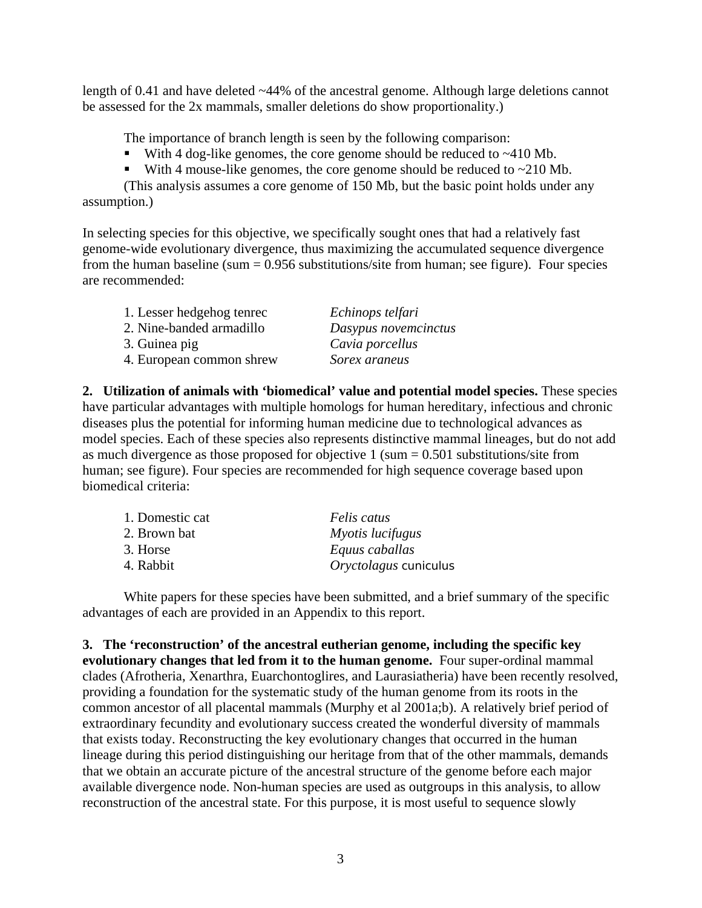length of 0.41 and have deleted ~44% of the ancestral genome. Although large deletions cannot be assessed for the 2x mammals, smaller deletions do show proportionality.)

The importance of branch length is seen by the following comparison:

- With 4 dog-like genomes, the core genome should be reduced to ~410 Mb.
- With 4 mouse-like genomes, the core genome should be reduced to ~210 Mb.

(This analysis assumes a core genome of 150 Mb, but the basic point holds under any assumption.)

In selecting species for this objective, we specifically sought ones that had a relatively fast genome-wide evolutionary divergence, thus maximizing the accumulated sequence divergence from the human baseline (sum = 0.956 substitutions/site from human; see figure). Four species are recommended:

| | |
|---|---|
| 1. Lesser hedgehog tenrec | *Echinops telfari* |
| 2. Nine-banded armadillo | *Dasypus novemcinctus* |
| 3. Guinea pig | *Cavia porcellus* |
| 4. European common shrew | *Sorex araneus* |

**2. Utilization of animals with 'biomedical' value and potential model species.** These species have particular advantages with multiple homologs for human hereditary, infectious and chronic diseases plus the potential for informing human medicine due to technological advances as model species. Each of these species also represents distinctive mammal lineages, but do not add as much divergence as those proposed for objective 1 (sum = 0.501 substitutions/site from human; see figure). Four species are recommended for high sequence coverage based upon biomedical criteria:

| | |
|---|---|
| 1. Domestic cat | *Felis catus* |
| 2. Brown bat | *Myotis lucifugus* |
| 3. Horse | *Equus caballas* |
| 4. Rabbit | *Oryctolagus* cuniculus |

White papers for these species have been submitted, and a brief summary of the specific advantages of each are provided in an Appendix to this report.

**3. The 'reconstruction' of the ancestral eutherian genome, including the specific key evolutionary changes that led from it to the human genome.** Four super-ordinal mammal clades (Afrotheria, Xenarthra, Euarchontoglires, and Laurasiatheria) have been recently resolved, providing a foundation for the systematic study of the human genome from its roots in the common ancestor of all placental mammals (Murphy et al 2001a;b). A relatively brief period of extraordinary fecundity and evolutionary success created the wonderful diversity of mammals that exists today. Reconstructing the key evolutionary changes that occurred in the human lineage during this period distinguishing our heritage from that of the other mammals, demands that we obtain an accurate picture of the ancestral structure of the genome before each major available divergence node. Non-human species are used as outgroups in this analysis, to allow reconstruction of the ancestral state. For this purpose, it is most useful to sequence slowly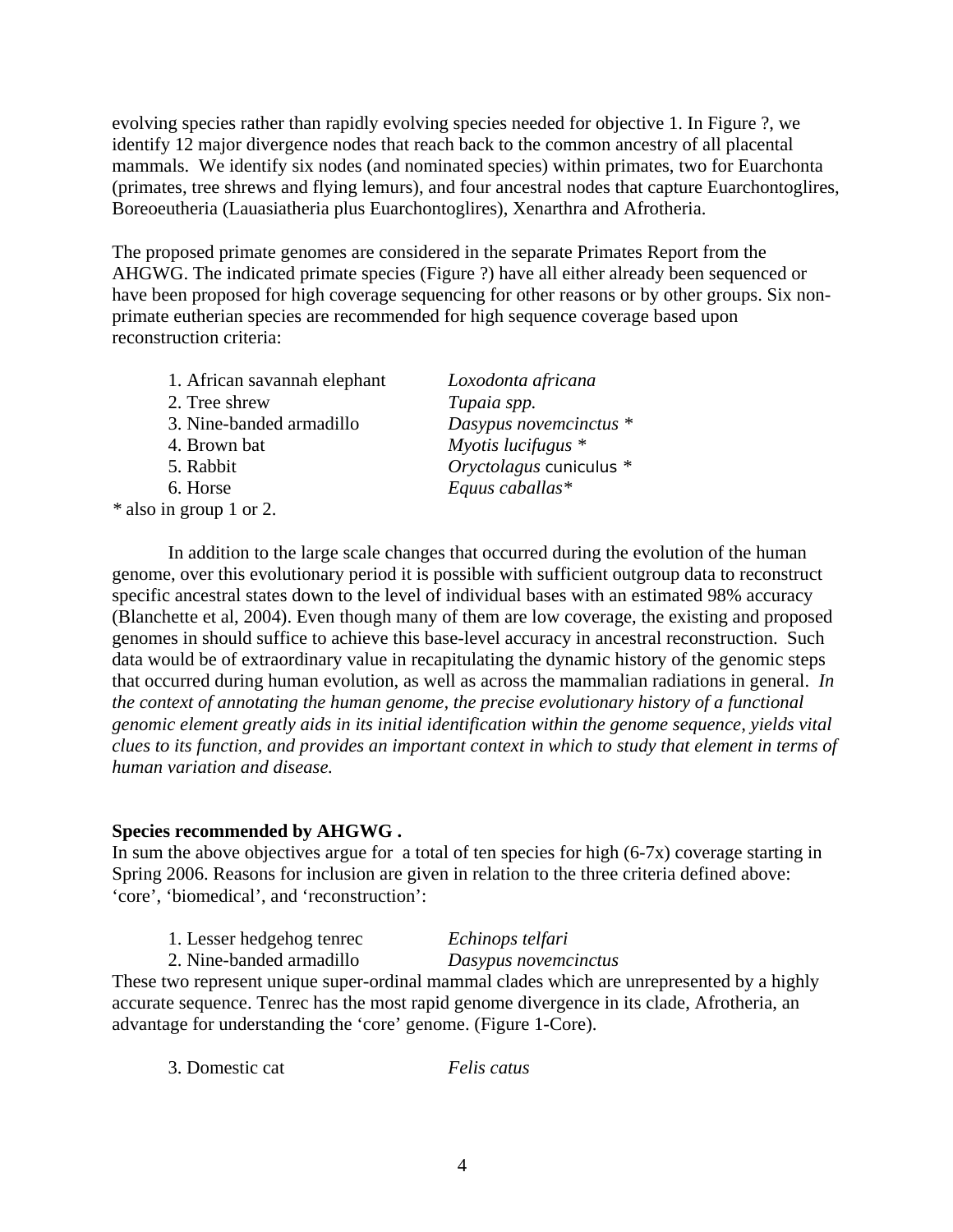evolving species rather than rapidly evolving species needed for objective 1. In Figure ?, we identify 12 major divergence nodes that reach back to the common ancestry of all placental mammals. We identify six nodes (and nominated species) within primates, two for Euarchonta (primates, tree shrews and flying lemurs), and four ancestral nodes that capture Euarchontoglires, Boreoeutheria (Lauasiatheria plus Euarchontoglires), Xenarthra and Afrotheria.

The proposed primate genomes are considered in the separate Primates Report from the AHGWG. The indicated primate species (Figure ?) have all either already been sequenced or have been proposed for high coverage sequencing for other reasons or by other groups. Six non-primate eutherian species are recommended for high sequence coverage based upon reconstruction criteria:

| | |
|---|---|
| 1. African savannah elephant | *Loxodonta africana* |
| 2. Tree shrew | *Tupaia spp.* |
| 3. Nine-banded armadillo | *Dasypus novemcinctus* * |
| 4. Brown bat | *Myotis lucifugus* * |
| 5. Rabbit | *Oryctolagus* cuniculus * |
| 6. Horse | *Equus caballas** |

* also in group 1 or 2.

In addition to the large scale changes that occurred during the evolution of the human genome, over this evolutionary period it is possible with sufficient outgroup data to reconstruct specific ancestral states down to the level of individual bases with an estimated 98% accuracy (Blanchette et al, 2004). Even though many of them are low coverage, the existing and proposed genomes in should suffice to achieve this base-level accuracy in ancestral reconstruction. Such data would be of extraordinary value in recapitulating the dynamic history of the genomic steps that occurred during human evolution, as well as across the mammalian radiations in general. *In the context of annotating the human genome, the precise evolutionary history of a functional genomic element greatly aids in its initial identification within the genome sequence, yields vital clues to its function, and provides an important context in which to study that element in terms of human variation and disease.*

**Species recommended by AHGWG .**

In sum the above objectives argue for a total of ten species for high (6-7x) coverage starting in Spring 2006. Reasons for inclusion are given in relation to the three criteria defined above: 'core', 'biomedical', and 'reconstruction':

| | |
|---|---|
| 1. Lesser hedgehog tenrec | *Echinops telfari* |
| 2. Nine-banded armadillo | *Dasypus novemcinctus* |

These two represent unique super-ordinal mammal clades which are unrepresented by a highly accurate sequence. Tenrec has the most rapid genome divergence in its clade, Afrotheria, an advantage for understanding the 'core' genome. (Figure 1-Core).

| | |
|---|---|
| 3. Domestic cat | *Felis catus* |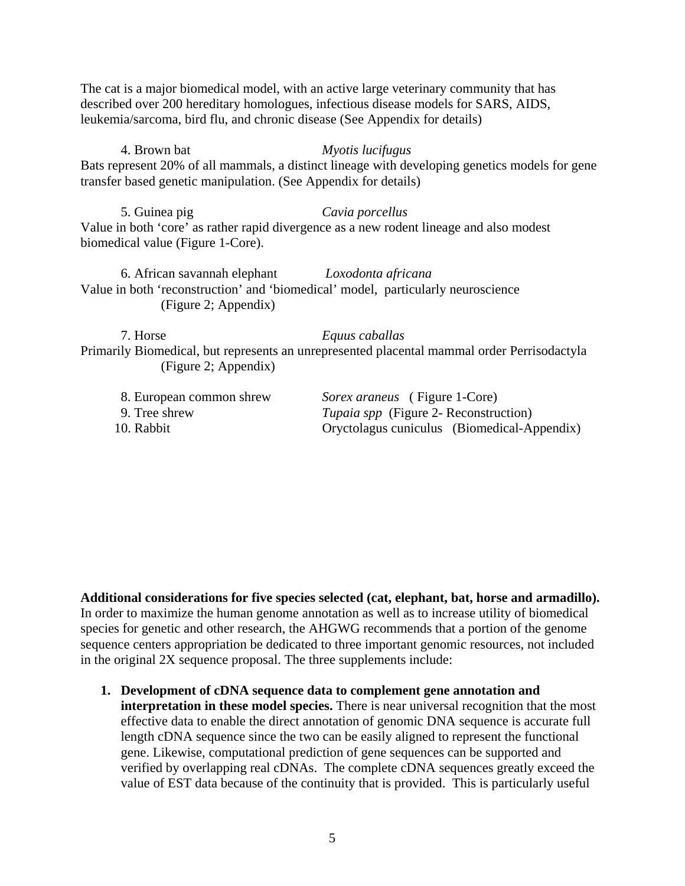The cat is a major biomedical model, with an active large veterinary community that has described over 200 hereditary homologues, infectious disease models for SARS, AIDS, leukemia/sarcoma, bird flu, and chronic disease (See Appendix for details)

4. Brown bat *Myotis lucifugus*

Bats represent 20% of all mammals, a distinct lineage with developing genetics models for gene transfer based genetic manipulation. (See Appendix for details)

5. Guinea pig *Cavia porcellus*

Value in both 'core' as rather rapid divergence as a new rodent lineage and also modest biomedical value (Figure 1-Core).

6. African savannah elephant *Loxodonta africana*

Value in both 'reconstruction' and 'biomedical' model, particularly neuroscience (Figure 2; Appendix)

7. Horse *Equus caballas*

Primarily Biomedical, but represents an unrepresented placental mammal order Perrisodactyla (Figure 2; Appendix)

8. European common shrew *Sorex araneus* ( Figure 1-Core)
9. Tree shrew *Tupaia spp* (Figure 2- Reconstruction)
10. Rabbit Oryctolagus cuniculus (Biomedical-Appendix)

**Additional considerations for five species selected (cat, elephant, bat, horse and armadillo).** In order to maximize the human genome annotation as well as to increase utility of biomedical species for genetic and other research, the AHGWG recommends that a portion of the genome sequence centers appropriation be dedicated to three important genomic resources, not included in the original 2X sequence proposal. The three supplements include:

1. **Development of cDNA sequence data to complement gene annotation and interpretation in these model species.** There is near universal recognition that the most effective data to enable the direct annotation of genomic DNA sequence is accurate full length cDNA sequence since the two can be easily aligned to represent the functional gene. Likewise, computational prediction of gene sequences can be supported and verified by overlapping real cDNAs. The complete cDNA sequences greatly exceed the value of EST data because of the continuity that is provided. This is particularly useful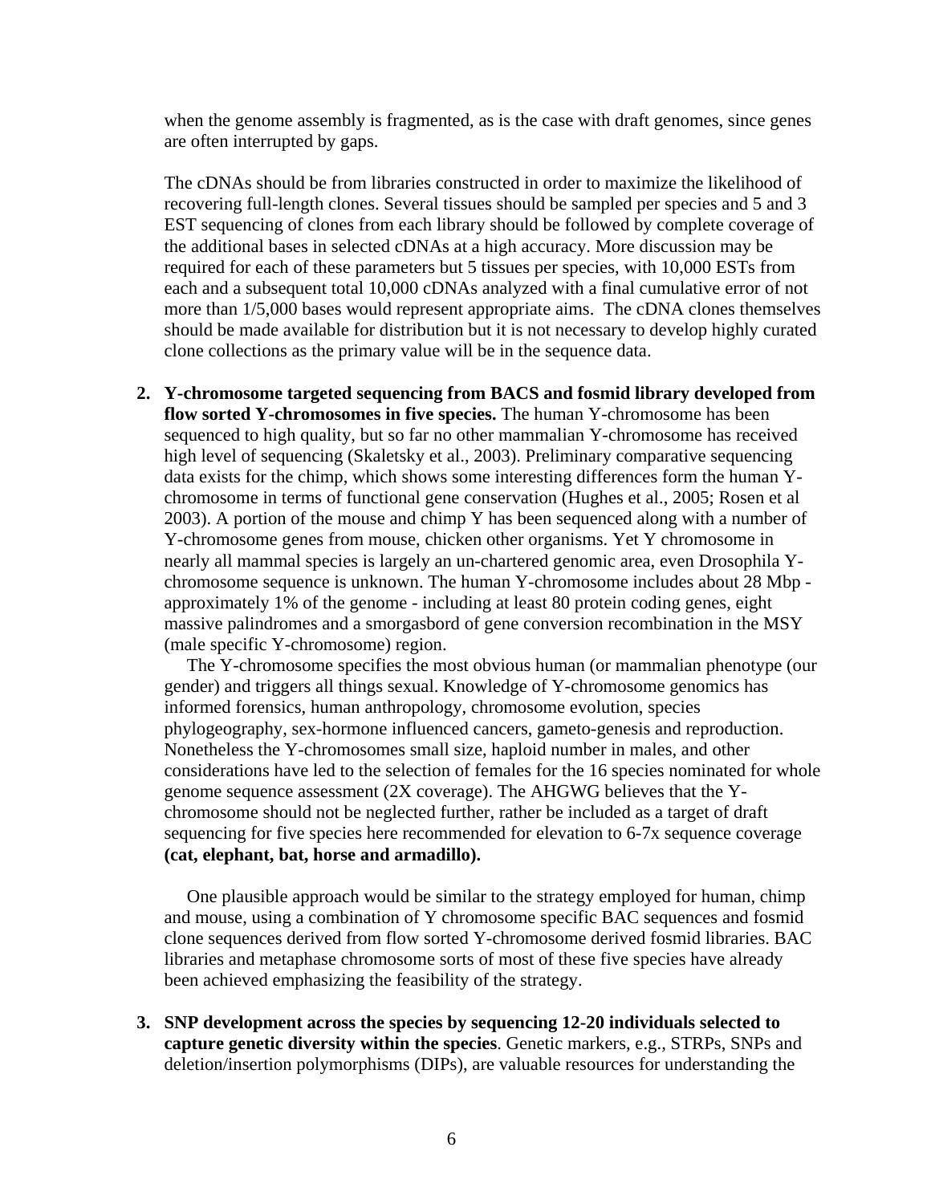when the genome assembly is fragmented, as is the case with draft genomes, since genes are often interrupted by gaps.

The cDNAs should be from libraries constructed in order to maximize the likelihood of recovering full-length clones. Several tissues should be sampled per species and 5 and 3 EST sequencing of clones from each library should be followed by complete coverage of the additional bases in selected cDNAs at a high accuracy. More discussion may be required for each of these parameters but 5 tissues per species, with 10,000 ESTs from each and a subsequent total 10,000 cDNAs analyzed with a final cumulative error of not more than 1/5,000 bases would represent appropriate aims. The cDNA clones themselves should be made available for distribution but it is not necessary to develop highly curated clone collections as the primary value will be in the sequence data.

2. **Y-chromosome targeted sequencing from BACS and fosmid library developed from flow sorted Y-chromosomes in five species.** The human Y-chromosome has been sequenced to high quality, but so far no other mammalian Y-chromosome has received high level of sequencing (Skaletsky et al., 2003). Preliminary comparative sequencing data exists for the chimp, which shows some interesting differences form the human Y-chromosome in terms of functional gene conservation (Hughes et al., 2005; Rosen et al 2003). A portion of the mouse and chimp Y has been sequenced along with a number of Y-chromosome genes from mouse, chicken other organisms. Yet Y chromosome in nearly all mammal species is largely an un-chartered genomic area, even Drosophila Y-chromosome sequence is unknown. The human Y-chromosome includes about 28 Mbp - approximately 1% of the genome - including at least 80 protein coding genes, eight massive palindromes and a smorgasbord of gene conversion recombination in the MSY (male specific Y-chromosome) region.

   The Y-chromosome specifies the most obvious human (or mammalian phenotype (our gender) and triggers all things sexual. Knowledge of Y-chromosome genomics has informed forensics, human anthropology, chromosome evolution, species phylogeography, sex-hormone influenced cancers, gameto-genesis and reproduction. Nonetheless the Y-chromosomes small size, haploid number in males, and other considerations have led to the selection of females for the 16 species nominated for whole genome sequence assessment (2X coverage). The AHGWG believes that the Y-chromosome should not be neglected further, rather be included as a target of draft sequencing for five species here recommended for elevation to 6-7x sequence coverage **(cat, elephant, bat, horse and armadillo).**

   One plausible approach would be similar to the strategy employed for human, chimp and mouse, using a combination of Y chromosome specific BAC sequences and fosmid clone sequences derived from flow sorted Y-chromosome derived fosmid libraries. BAC libraries and metaphase chromosome sorts of most of these five species have already been achieved emphasizing the feasibility of the strategy.

3. **SNP development across the species by sequencing 12-20 individuals selected to capture genetic diversity within the species**. Genetic markers, e.g., STRPs, SNPs and deletion/insertion polymorphisms (DIPs), are valuable resources for understanding the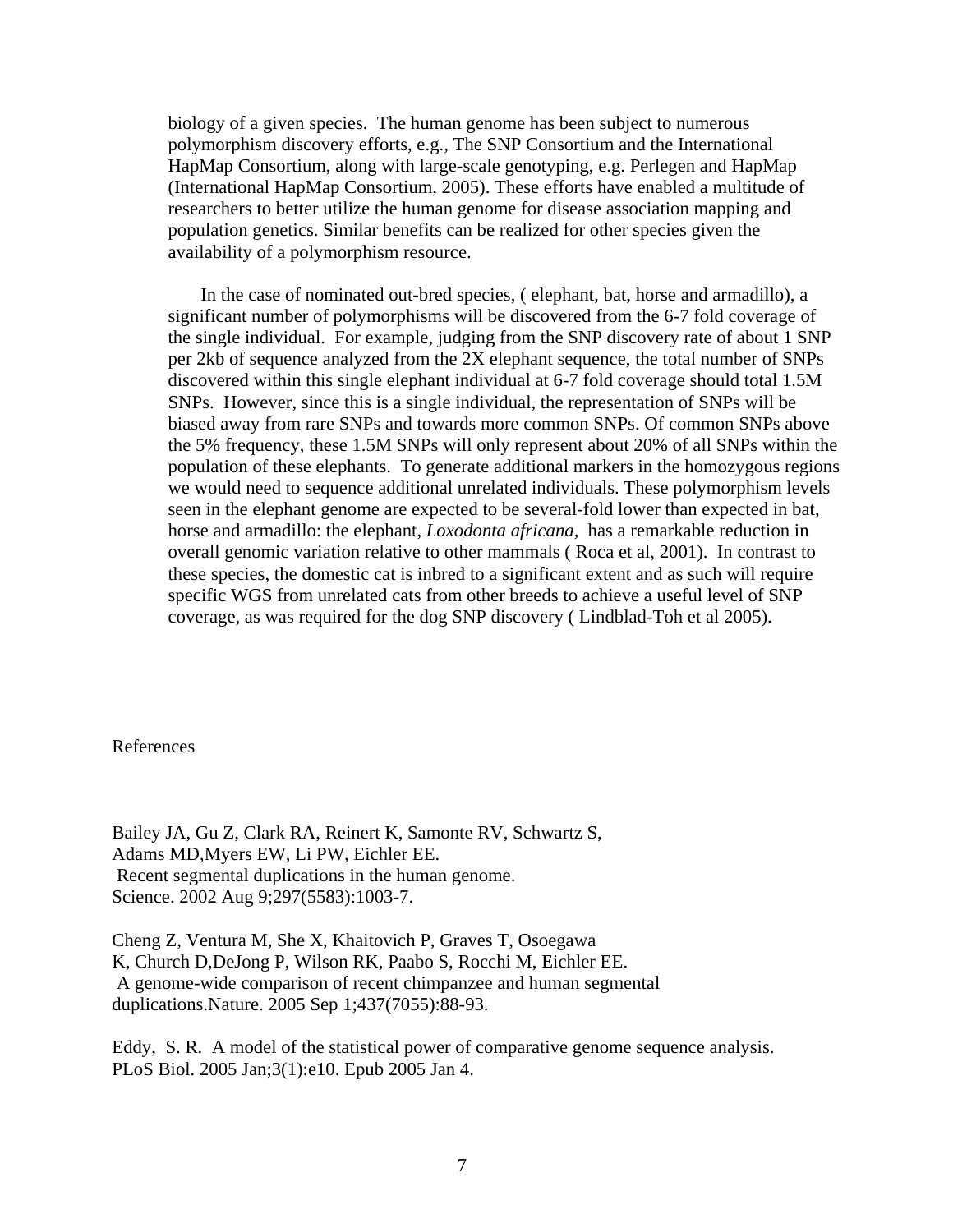biology of a given species. The human genome has been subject to numerous polymorphism discovery efforts, e.g., The SNP Consortium and the International HapMap Consortium, along with large-scale genotyping, e.g. Perlegen and HapMap (International HapMap Consortium, 2005). These efforts have enabled a multitude of researchers to better utilize the human genome for disease association mapping and population genetics. Similar benefits can be realized for other species given the availability of a polymorphism resource.

In the case of nominated out-bred species, ( elephant, bat, horse and armadillo), a significant number of polymorphisms will be discovered from the 6-7 fold coverage of the single individual. For example, judging from the SNP discovery rate of about 1 SNP per 2kb of sequence analyzed from the 2X elephant sequence, the total number of SNPs discovered within this single elephant individual at 6-7 fold coverage should total 1.5M SNPs. However, since this is a single individual, the representation of SNPs will be biased away from rare SNPs and towards more common SNPs. Of common SNPs above the 5% frequency, these 1.5M SNPs will only represent about 20% of all SNPs within the population of these elephants. To generate additional markers in the homozygous regions we would need to sequence additional unrelated individuals. These polymorphism levels seen in the elephant genome are expected to be several-fold lower than expected in bat, horse and armadillo: the elephant, *Loxodonta africana*, has a remarkable reduction in overall genomic variation relative to other mammals ( Roca et al, 2001). In contrast to these species, the domestic cat is inbred to a significant extent and as such will require specific WGS from unrelated cats from other breeds to achieve a useful level of SNP coverage, as was required for the dog SNP discovery ( Lindblad-Toh et al 2005).

## References

Bailey JA, Gu Z, Clark RA, Reinert K, Samonte RV, Schwartz S, Adams MD,Myers EW, Li PW, Eichler EE. Recent segmental duplications in the human genome. Science. 2002 Aug 9;297(5583):1003-7.

Cheng Z, Ventura M, She X, Khaitovich P, Graves T, Osoegawa K, Church D,DeJong P, Wilson RK, Paabo S, Rocchi M, Eichler EE. A genome-wide comparison of recent chimpanzee and human segmental duplications.Nature. 2005 Sep 1;437(7055):88-93.

Eddy, S. R. A model of the statistical power of comparative genome sequence analysis. PLoS Biol. 2005 Jan;3(1):e10. Epub 2005 Jan 4.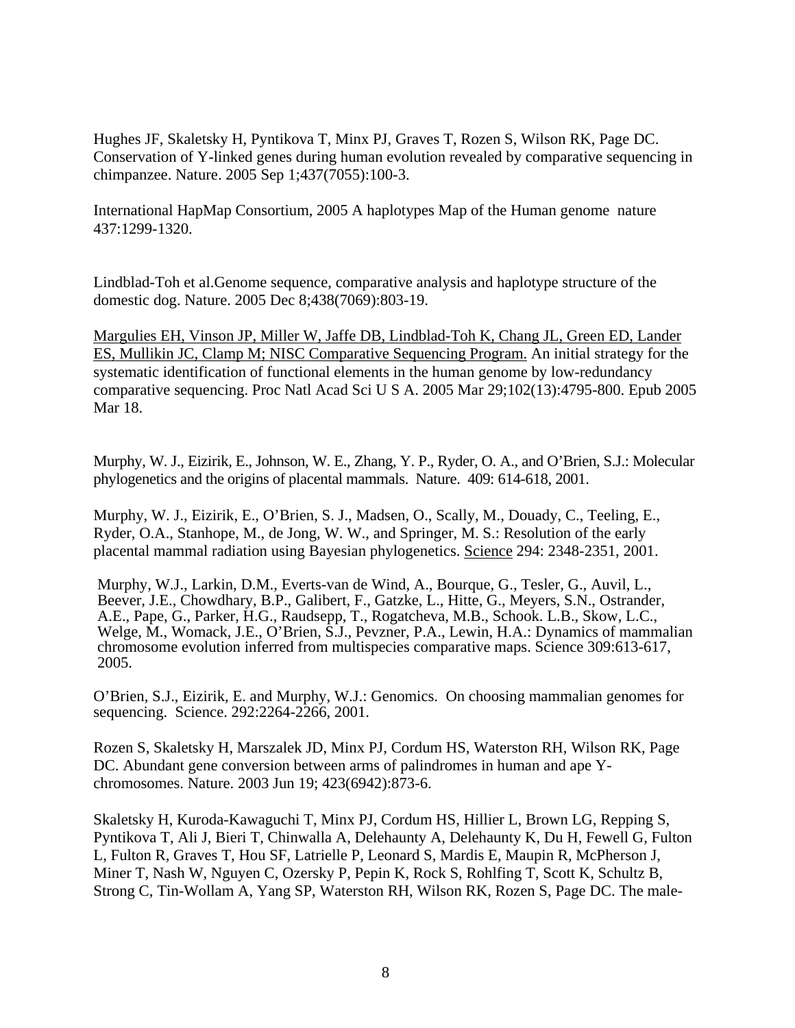Hughes JF, Skaletsky H, Pyntikova T, Minx PJ, Graves T, Rozen S, Wilson RK, Page DC. Conservation of Y-linked genes during human evolution revealed by comparative sequencing in chimpanzee. Nature. 2005 Sep 1;437(7055):100-3.

International HapMap Consortium, 2005 A haplotypes Map of the Human genome nature 437:1299-1320.

Lindblad-Toh et al.Genome sequence, comparative analysis and haplotype structure of the domestic dog. Nature. 2005 Dec 8;438(7069):803-19.

Margulies EH, Vinson JP, Miller W, Jaffe DB, Lindblad-Toh K, Chang JL, Green ED, Lander ES, Mullikin JC, Clamp M; NISC Comparative Sequencing Program. An initial strategy for the systematic identification of functional elements in the human genome by low-redundancy comparative sequencing. Proc Natl Acad Sci U S A. 2005 Mar 29;102(13):4795-800. Epub 2005 Mar 18.

Murphy, W. J., Eizirik, E., Johnson, W. E., Zhang, Y. P., Ryder, O. A., and O'Brien, S.J.: Molecular phylogenetics and the origins of placental mammals. Nature. 409: 614-618, 2001.

Murphy, W. J., Eizirik, E., O'Brien, S. J., Madsen, O., Scally, M., Douady, C., Teeling, E., Ryder, O.A., Stanhope, M., de Jong, W. W., and Springer, M. S.: Resolution of the early placental mammal radiation using Bayesian phylogenetics. Science 294: 2348-2351, 2001.

Murphy, W.J., Larkin, D.M., Everts-van de Wind, A., Bourque, G., Tesler, G., Auvil, L., Beever, J.E., Chowdhary, B.P., Galibert, F., Gatzke, L., Hitte, G., Meyers, S.N., Ostrander, A.E., Pape, G., Parker, H.G., Raudsepp, T., Rogatcheva, M.B., Schook. L.B., Skow, L.C., Welge, M., Womack, J.E., O'Brien, S.J., Pevzner, P.A., Lewin, H.A.: Dynamics of mammalian chromosome evolution inferred from multispecies comparative maps. Science 309:613-617, 2005.

O'Brien, S.J., Eizirik, E. and Murphy, W.J.: Genomics. On choosing mammalian genomes for sequencing. Science. 292:2264-2266, 2001.

Rozen S, Skaletsky H, Marszalek JD, Minx PJ, Cordum HS, Waterston RH, Wilson RK, Page DC. Abundant gene conversion between arms of palindromes in human and ape Y-chromosomes. Nature. 2003 Jun 19; 423(6942):873-6.

Skaletsky H, Kuroda-Kawaguchi T, Minx PJ, Cordum HS, Hillier L, Brown LG, Repping S, Pyntikova T, Ali J, Bieri T, Chinwalla A, Delehaunty A, Delehaunty K, Du H, Fewell G, Fulton L, Fulton R, Graves T, Hou SF, Latrielle P, Leonard S, Mardis E, Maupin R, McPherson J, Miner T, Nash W, Nguyen C, Ozersky P, Pepin K, Rock S, Rohlfing T, Scott K, Schultz B, Strong C, Tin-Wollam A, Yang SP, Waterston RH, Wilson RK, Rozen S, Page DC. The male-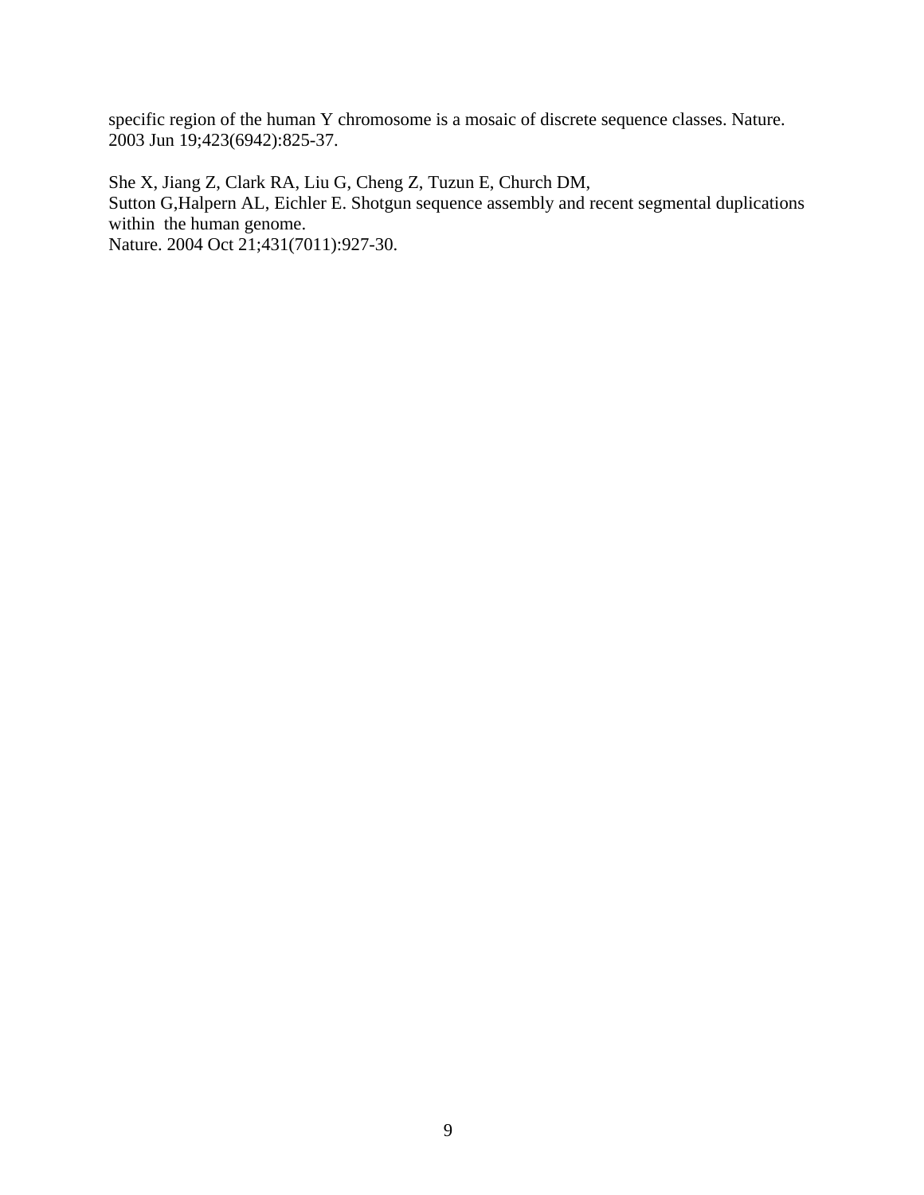specific region of the human Y chromosome is a mosaic of discrete sequence classes. Nature. 2003 Jun 19;423(6942):825-37.

She X, Jiang Z, Clark RA, Liu G, Cheng Z, Tuzun E, Church DM,
Sutton G,Halpern AL, Eichler E. Shotgun sequence assembly and recent segmental duplications within the human genome.
Nature. 2004 Oct 21;431(7011):927-30.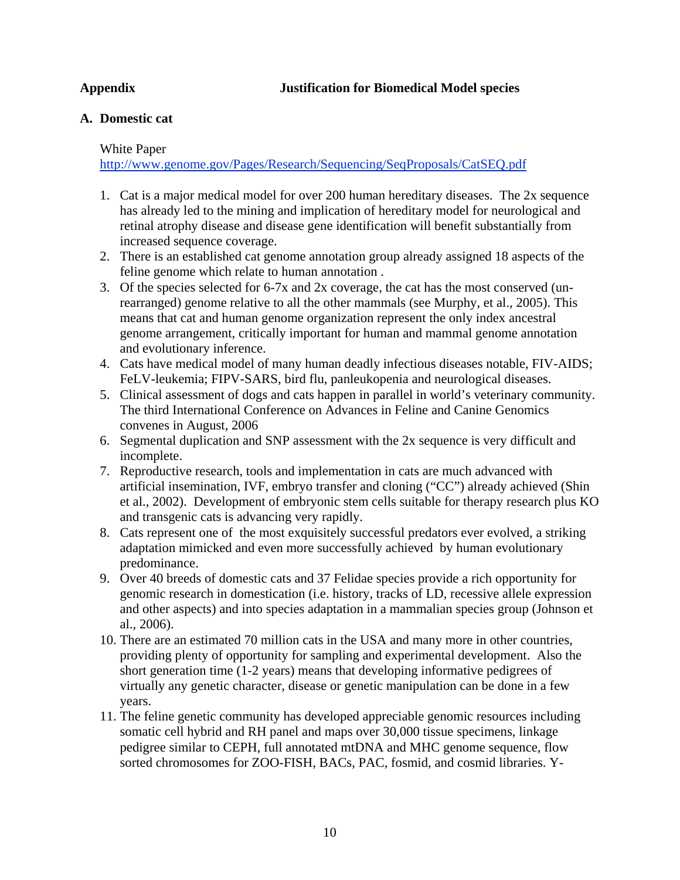**Appendix** **Justification for Biomedical Model species**

**A. Domestic cat**

White Paper
http://www.genome.gov/Pages/Research/Sequencing/SeqProposals/CatSEQ.pdf

1. Cat is a major medical model for over 200 human hereditary diseases. The 2x sequence has already led to the mining and implication of hereditary model for neurological and retinal atrophy disease and disease gene identification will benefit substantially from increased sequence coverage.
2. There is an established cat genome annotation group already assigned 18 aspects of the feline genome which relate to human annotation .
3. Of the species selected for 6-7x and 2x coverage, the cat has the most conserved (un-rearranged) genome relative to all the other mammals (see Murphy, et al., 2005). This means that cat and human genome organization represent the only index ancestral genome arrangement, critically important for human and mammal genome annotation and evolutionary inference.
4. Cats have medical model of many human deadly infectious diseases notable, FIV-AIDS; FeLV-leukemia; FIPV-SARS, bird flu, panleukopenia and neurological diseases.
5. Clinical assessment of dogs and cats happen in parallel in world's veterinary community. The third International Conference on Advances in Feline and Canine Genomics convenes in August, 2006
6. Segmental duplication and SNP assessment with the 2x sequence is very difficult and incomplete.
7. Reproductive research, tools and implementation in cats are much advanced with artificial insemination, IVF, embryo transfer and cloning ("CC") already achieved (Shin et al., 2002). Development of embryonic stem cells suitable for therapy research plus KO and transgenic cats is advancing very rapidly.
8. Cats represent one of the most exquisitely successful predators ever evolved, a striking adaptation mimicked and even more successfully achieved by human evolutionary predominance.
9. Over 40 breeds of domestic cats and 37 Felidae species provide a rich opportunity for genomic research in domestication (i.e. history, tracks of LD, recessive allele expression and other aspects) and into species adaptation in a mammalian species group (Johnson et al., 2006).
10. There are an estimated 70 million cats in the USA and many more in other countries, providing plenty of opportunity for sampling and experimental development. Also the short generation time (1-2 years) means that developing informative pedigrees of virtually any genetic character, disease or genetic manipulation can be done in a few years.
11. The feline genetic community has developed appreciable genomic resources including somatic cell hybrid and RH panel and maps over 30,000 tissue specimens, linkage pedigree similar to CEPH, full annotated mtDNA and MHC genome sequence, flow sorted chromosomes for ZOO-FISH, BACs, PAC, fosmid, and cosmid libraries. Y-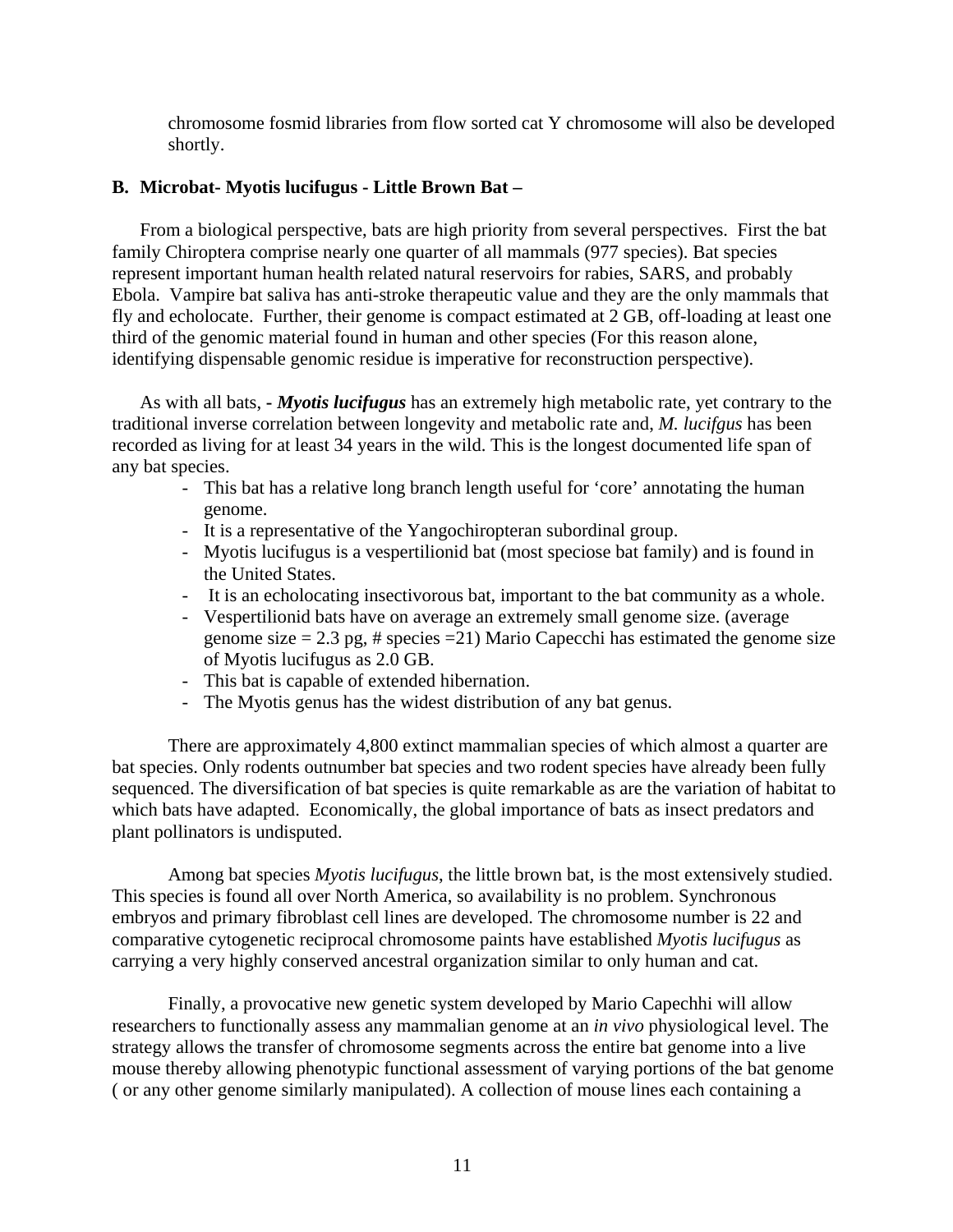chromosome fosmid libraries from flow sorted cat Y chromosome will also be developed shortly.

**B. Microbat- Myotis lucifugus - Little Brown Bat –**

From a biological perspective, bats are high priority from several perspectives. First the bat family Chiroptera comprise nearly one quarter of all mammals (977 species). Bat species represent important human health related natural reservoirs for rabies, SARS, and probably Ebola. Vampire bat saliva has anti-stroke therapeutic value and they are the only mammals that fly and echolocate. Further, their genome is compact estimated at 2 GB, off-loading at least one third of the genomic material found in human and other species (For this reason alone, identifying dispensable genomic residue is imperative for reconstruction perspective).

As with all bats, - ***Myotis lucifugus*** has an extremely high metabolic rate, yet contrary to the traditional inverse correlation between longevity and metabolic rate and, *M. lucifgus* has been recorded as living for at least 34 years in the wild. This is the longest documented life span of any bat species.

- This bat has a relative long branch length useful for 'core' annotating the human genome.
- It is a representative of the Yangochiropteran subordinal group.
- Myotis lucifugus is a vespertilionid bat (most speciose bat family) and is found in the United States.
- It is an echolocating insectivorous bat, important to the bat community as a whole.
- Vespertilionid bats have on average an extremely small genome size. (average genome size = 2.3 pg, # species =21) Mario Capecchi has estimated the genome size of Myotis lucifugus as 2.0 GB.
- This bat is capable of extended hibernation.
- The Myotis genus has the widest distribution of any bat genus.

There are approximately 4,800 extinct mammalian species of which almost a quarter are bat species. Only rodents outnumber bat species and two rodent species have already been fully sequenced. The diversification of bat species is quite remarkable as are the variation of habitat to which bats have adapted. Economically, the global importance of bats as insect predators and plant pollinators is undisputed.

Among bat species *Myotis lucifugus*, the little brown bat, is the most extensively studied. This species is found all over North America, so availability is no problem. Synchronous embryos and primary fibroblast cell lines are developed. The chromosome number is 22 and comparative cytogenetic reciprocal chromosome paints have established *Myotis lucifugus* as carrying a very highly conserved ancestral organization similar to only human and cat.

Finally, a provocative new genetic system developed by Mario Capechhi will allow researchers to functionally assess any mammalian genome at an *in vivo* physiological level. The strategy allows the transfer of chromosome segments across the entire bat genome into a live mouse thereby allowing phenotypic functional assessment of varying portions of the bat genome ( or any other genome similarly manipulated). A collection of mouse lines each containing a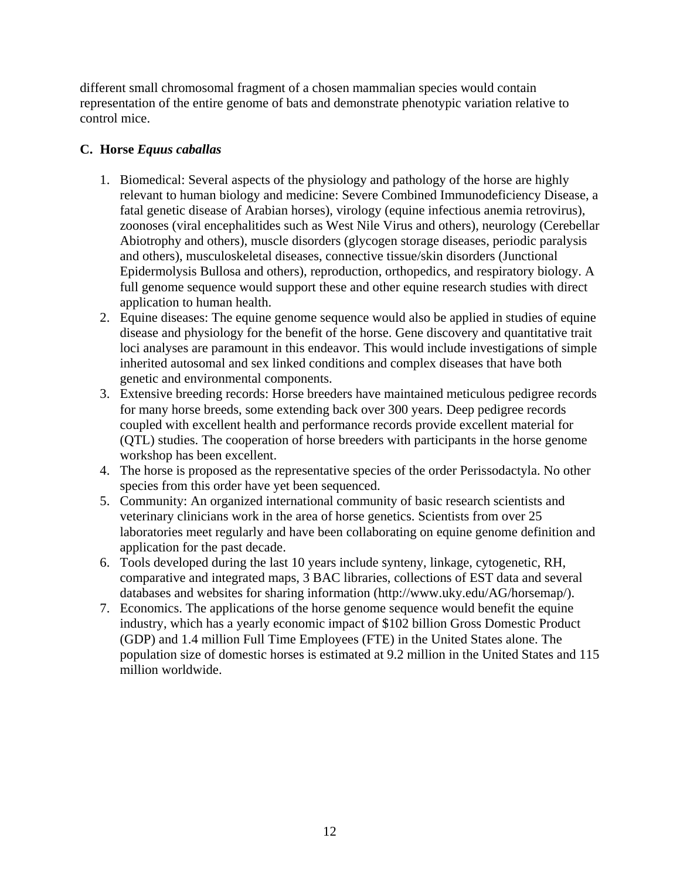different small chromosomal fragment of a chosen mammalian species would contain representation of the entire genome of bats and demonstrate phenotypic variation relative to control mice.

### C. Horse *Equus caballas*

1. Biomedical: Several aspects of the physiology and pathology of the horse are highly relevant to human biology and medicine: Severe Combined Immunodeficiency Disease, a fatal genetic disease of Arabian horses), virology (equine infectious anemia retrovirus), zoonoses (viral encephalitides such as West Nile Virus and others), neurology (Cerebellar Abiotrophy and others), muscle disorders (glycogen storage diseases, periodic paralysis and others), musculoskeletal diseases, connective tissue/skin disorders (Junctional Epidermolysis Bullosa and others), reproduction, orthopedics, and respiratory biology. A full genome sequence would support these and other equine research studies with direct application to human health.
2. Equine diseases: The equine genome sequence would also be applied in studies of equine disease and physiology for the benefit of the horse. Gene discovery and quantitative trait loci analyses are paramount in this endeavor. This would include investigations of simple inherited autosomal and sex linked conditions and complex diseases that have both genetic and environmental components.
3. Extensive breeding records: Horse breeders have maintained meticulous pedigree records for many horse breeds, some extending back over 300 years. Deep pedigree records coupled with excellent health and performance records provide excellent material for (QTL) studies. The cooperation of horse breeders with participants in the horse genome workshop has been excellent.
4. The horse is proposed as the representative species of the order Perissodactyla. No other species from this order have yet been sequenced.
5. Community: An organized international community of basic research scientists and veterinary clinicians work in the area of horse genetics. Scientists from over 25 laboratories meet regularly and have been collaborating on equine genome definition and application for the past decade.
6. Tools developed during the last 10 years include synteny, linkage, cytogenetic, RH, comparative and integrated maps, 3 BAC libraries, collections of EST data and several databases and websites for sharing information (http://www.uky.edu/AG/horsemap/).
7. Economics. The applications of the horse genome sequence would benefit the equine industry, which has a yearly economic impact of $102 billion Gross Domestic Product (GDP) and 1.4 million Full Time Employees (FTE) in the United States alone. The population size of domestic horses is estimated at 9.2 million in the United States and 115 million worldwide.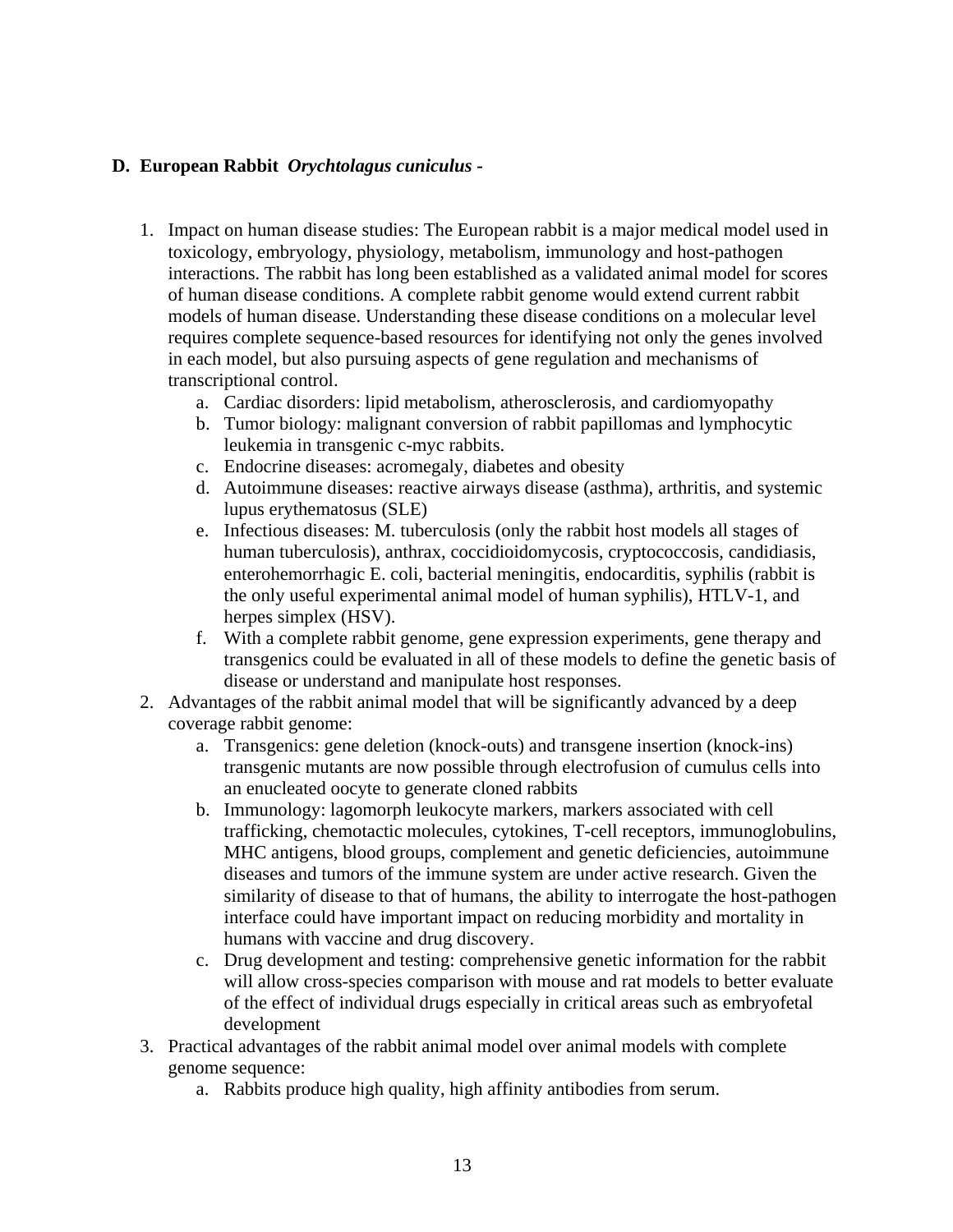## D. European Rabbit *Orychtolagus cuniculus* -

1. Impact on human disease studies: The European rabbit is a major medical model used in toxicology, embryology, physiology, metabolism, immunology and host-pathogen interactions. The rabbit has long been established as a validated animal model for scores of human disease conditions. A complete rabbit genome would extend current rabbit models of human disease. Understanding these disease conditions on a molecular level requires complete sequence-based resources for identifying not only the genes involved in each model, but also pursuing aspects of gene regulation and mechanisms of transcriptional control.
    a. Cardiac disorders: lipid metabolism, atherosclerosis, and cardiomyopathy
    b. Tumor biology: malignant conversion of rabbit papillomas and lymphocytic leukemia in transgenic c-myc rabbits.
    c. Endocrine diseases: acromegaly, diabetes and obesity
    d. Autoimmune diseases: reactive airways disease (asthma), arthritis, and systemic lupus erythematosus (SLE)
    e. Infectious diseases: M. tuberculosis (only the rabbit host models all stages of human tuberculosis), anthrax, coccidioidomycosis, cryptococcosis, candidiasis, enterohemorrhagic E. coli, bacterial meningitis, endocarditis, syphilis (rabbit is the only useful experimental animal model of human syphilis), HTLV-1, and herpes simplex (HSV).
    f. With a complete rabbit genome, gene expression experiments, gene therapy and transgenics could be evaluated in all of these models to define the genetic basis of disease or understand and manipulate host responses.
2. Advantages of the rabbit animal model that will be significantly advanced by a deep coverage rabbit genome:
    a. Transgenics: gene deletion (knock-outs) and transgene insertion (knock-ins) transgenic mutants are now possible through electrofusion of cumulus cells into an enucleated oocyte to generate cloned rabbits
    b. Immunology: lagomorph leukocyte markers, markers associated with cell trafficking, chemotactic molecules, cytokines, T-cell receptors, immunoglobulins, MHC antigens, blood groups, complement and genetic deficiencies, autoimmune diseases and tumors of the immune system are under active research. Given the similarity of disease to that of humans, the ability to interrogate the host-pathogen interface could have important impact on reducing morbidity and mortality in humans with vaccine and drug discovery.
    c. Drug development and testing: comprehensive genetic information for the rabbit will allow cross-species comparison with mouse and rat models to better evaluate of the effect of individual drugs especially in critical areas such as embryofetal development
3. Practical advantages of the rabbit animal model over animal models with complete genome sequence:
    a. Rabbits produce high quality, high affinity antibodies from serum.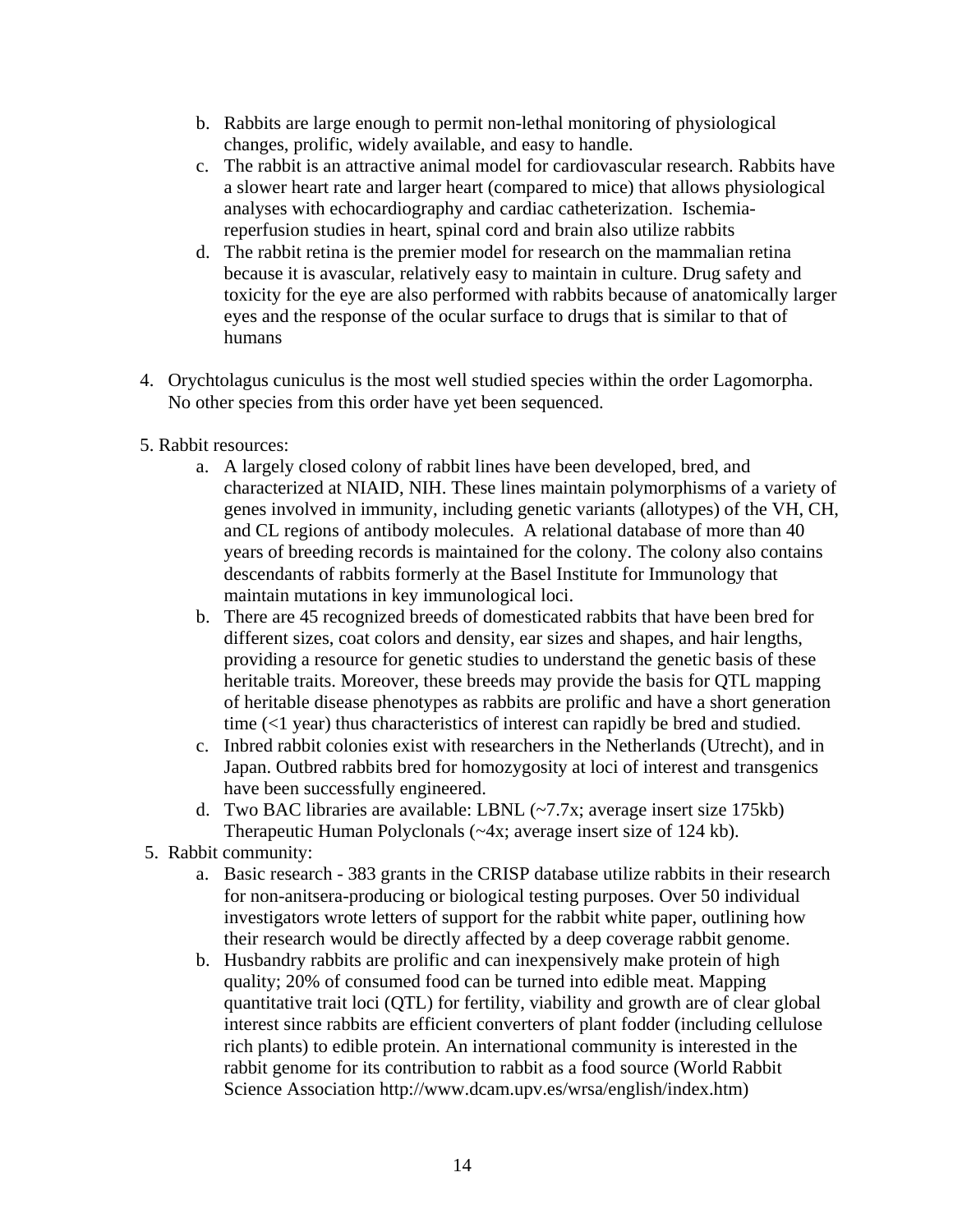b. Rabbits are large enough to permit non-lethal monitoring of physiological changes, prolific, widely available, and easy to handle.
c. The rabbit is an attractive animal model for cardiovascular research. Rabbits have a slower heart rate and larger heart (compared to mice) that allows physiological analyses with echocardiography and cardiac catheterization. Ischemia-reperfusion studies in heart, spinal cord and brain also utilize rabbits
d. The rabbit retina is the premier model for research on the mammalian retina because it is avascular, relatively easy to maintain in culture. Drug safety and toxicity for the eye are also performed with rabbits because of anatomically larger eyes and the response of the ocular surface to drugs that is similar to that of humans

4. Orychtolagus cuniculus is the most well studied species within the order Lagomorpha. No other species from this order have yet been sequenced.

5. Rabbit resources:
   a. A largely closed colony of rabbit lines have been developed, bred, and characterized at NIAID, NIH. These lines maintain polymorphisms of a variety of genes involved in immunity, including genetic variants (allotypes) of the VH, CH, and CL regions of antibody molecules. A relational database of more than 40 years of breeding records is maintained for the colony. The colony also contains descendants of rabbits formerly at the Basel Institute for Immunology that maintain mutations in key immunological loci.
   b. There are 45 recognized breeds of domesticated rabbits that have been bred for different sizes, coat colors and density, ear sizes and shapes, and hair lengths, providing a resource for genetic studies to understand the genetic basis of these heritable traits. Moreover, these breeds may provide the basis for QTL mapping of heritable disease phenotypes as rabbits are prolific and have a short generation time (<1 year) thus characteristics of interest can rapidly be bred and studied.
   c. Inbred rabbit colonies exist with researchers in the Netherlands (Utrecht), and in Japan. Outbred rabbits bred for homozygosity at loci of interest and transgenics have been successfully engineered.
   d. Two BAC libraries are available: LBNL (~7.7x; average insert size 175kb) Therapeutic Human Polyclonals (~4x; average insert size of 124 kb).

5. Rabbit community:
   a. Basic research - 383 grants in the CRISP database utilize rabbits in their research for non-anitsera-producing or biological testing purposes. Over 50 individual investigators wrote letters of support for the rabbit white paper, outlining how their research would be directly affected by a deep coverage rabbit genome.
   b. Husbandry rabbits are prolific and can inexpensively make protein of high quality; 20% of consumed food can be turned into edible meat. Mapping quantitative trait loci (QTL) for fertility, viability and growth are of clear global interest since rabbits are efficient converters of plant fodder (including cellulose rich plants) to edible protein. An international community is interested in the rabbit genome for its contribution to rabbit as a food source (World Rabbit Science Association http://www.dcam.upv.es/wrsa/english/index.htm)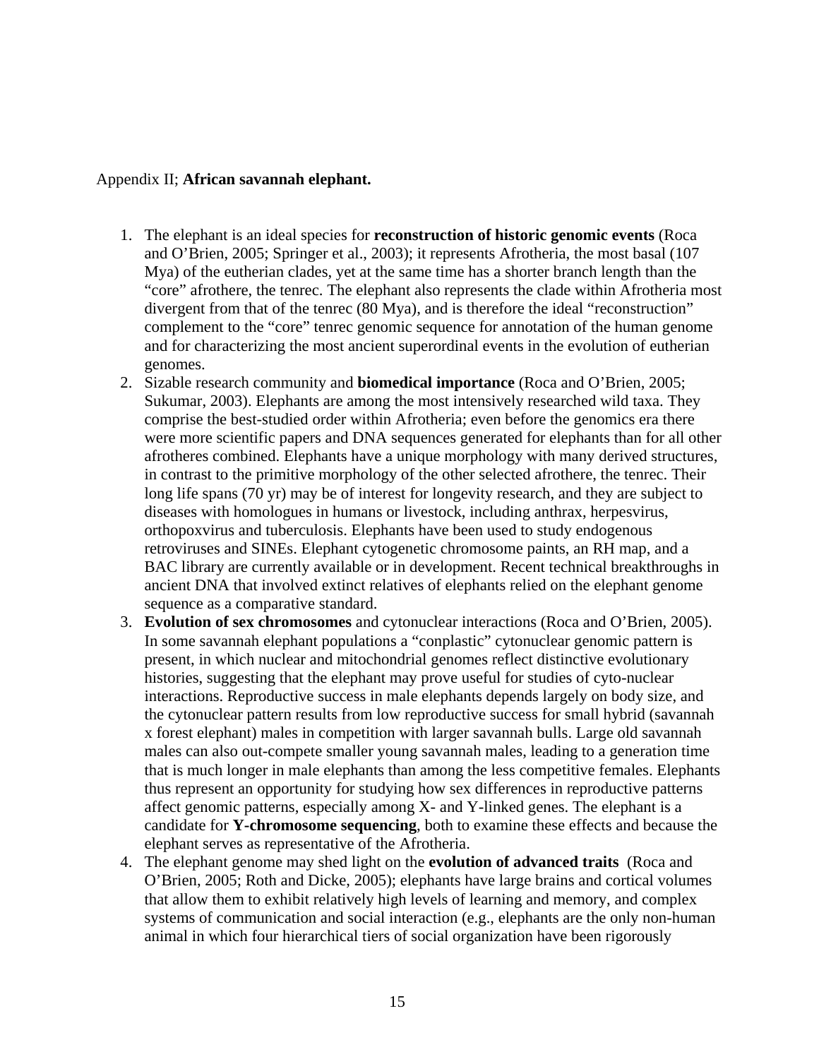Appendix II; **African savannah elephant.**

1. The elephant is an ideal species for **reconstruction of historic genomic events** (Roca and O'Brien, 2005; Springer et al., 2003); it represents Afrotheria, the most basal (107 Mya) of the eutherian clades, yet at the same time has a shorter branch length than the "core" afrothere, the tenrec. The elephant also represents the clade within Afrotheria most divergent from that of the tenrec (80 Mya), and is therefore the ideal "reconstruction" complement to the "core" tenrec genomic sequence for annotation of the human genome and for characterizing the most ancient superordinal events in the evolution of eutherian genomes.
2. Sizable research community and **biomedical importance** (Roca and O'Brien, 2005; Sukumar, 2003). Elephants are among the most intensively researched wild taxa. They comprise the best-studied order within Afrotheria; even before the genomics era there were more scientific papers and DNA sequences generated for elephants than for all other afrotheres combined. Elephants have a unique morphology with many derived structures, in contrast to the primitive morphology of the other selected afrothere, the tenrec. Their long life spans (70 yr) may be of interest for longevity research, and they are subject to diseases with homologues in humans or livestock, including anthrax, herpesvirus, orthopoxvirus and tuberculosis. Elephants have been used to study endogenous retroviruses and SINEs. Elephant cytogenetic chromosome paints, an RH map, and a BAC library are currently available or in development. Recent technical breakthroughs in ancient DNA that involved extinct relatives of elephants relied on the elephant genome sequence as a comparative standard.
3. **Evolution of sex chromosomes** and cytonuclear interactions (Roca and O'Brien, 2005). In some savannah elephant populations a "conplastic" cytonuclear genomic pattern is present, in which nuclear and mitochondrial genomes reflect distinctive evolutionary histories, suggesting that the elephant may prove useful for studies of cyto-nuclear interactions. Reproductive success in male elephants depends largely on body size, and the cytonuclear pattern results from low reproductive success for small hybrid (savannah x forest elephant) males in competition with larger savannah bulls. Large old savannah males can also out-compete smaller young savannah males, leading to a generation time that is much longer in male elephants than among the less competitive females. Elephants thus represent an opportunity for studying how sex differences in reproductive patterns affect genomic patterns, especially among X- and Y-linked genes. The elephant is a candidate for **Y-chromosome sequencing**, both to examine these effects and because the elephant serves as representative of the Afrotheria.
4. The elephant genome may shed light on the **evolution of advanced traits** (Roca and O'Brien, 2005; Roth and Dicke, 2005); elephants have large brains and cortical volumes that allow them to exhibit relatively high levels of learning and memory, and complex systems of communication and social interaction (e.g., elephants are the only non-human animal in which four hierarchical tiers of social organization have been rigorously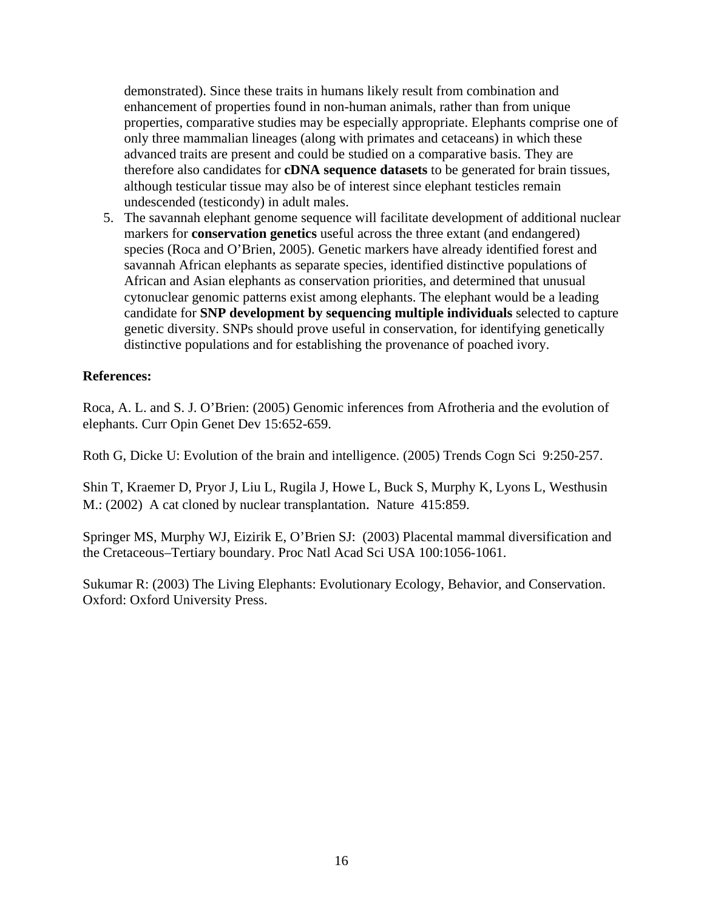demonstrated). Since these traits in humans likely result from combination and enhancement of properties found in non-human animals, rather than from unique properties, comparative studies may be especially appropriate. Elephants comprise one of only three mammalian lineages (along with primates and cetaceans) in which these advanced traits are present and could be studied on a comparative basis. They are therefore also candidates for **cDNA sequence datasets** to be generated for brain tissues, although testicular tissue may also be of interest since elephant testicles remain undescended (testicondy) in adult males.

5. The savannah elephant genome sequence will facilitate development of additional nuclear markers for **conservation genetics** useful across the three extant (and endangered) species (Roca and O'Brien, 2005). Genetic markers have already identified forest and savannah African elephants as separate species, identified distinctive populations of African and Asian elephants as conservation priorities, and determined that unusual cytonuclear genomic patterns exist among elephants. The elephant would be a leading candidate for **SNP development by sequencing multiple individuals** selected to capture genetic diversity. SNPs should prove useful in conservation, for identifying genetically distinctive populations and for establishing the provenance of poached ivory.

**References:**

Roca, A. L. and S. J. O'Brien: (2005) Genomic inferences from Afrotheria and the evolution of elephants. Curr Opin Genet Dev 15:652-659.

Roth G, Dicke U: Evolution of the brain and intelligence. (2005) Trends Cogn Sci 9:250-257.

Shin T, Kraemer D, Pryor J, Liu L, Rugila J, Howe L, Buck S, Murphy K, Lyons L, Westhusin M.: (2002) A cat cloned by nuclear transplantation. Nature 415:859.

Springer MS, Murphy WJ, Eizirik E, O'Brien SJ: (2003) Placental mammal diversification and the Cretaceous–Tertiary boundary. Proc Natl Acad Sci USA 100:1056-1061.

Sukumar R: (2003) The Living Elephants: Evolutionary Ecology, Behavior, and Conservation. Oxford: Oxford University Press.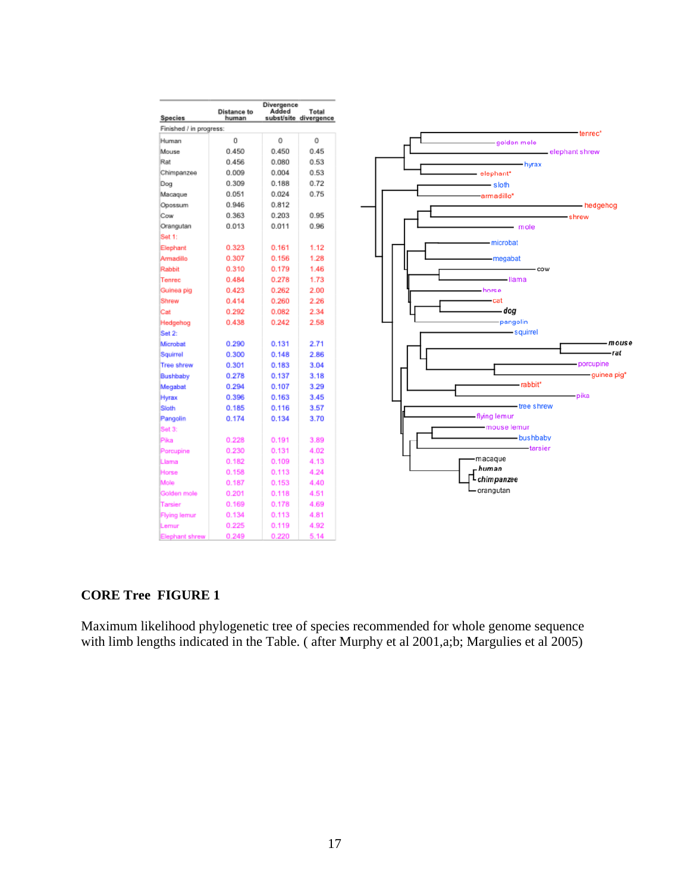| Species | Distance to human | Divergence Added subst/site | Total divergence |
|---|---|---|---|
| Finished / in progress: | | | |
| Human | 0 | 0 | 0 |
| Mouse | 0.450 | 0.450 | 0.45 |
| Rat | 0.456 | 0.080 | 0.53 |
| Chimpanzee | 0.009 | 0.004 | 0.53 |
| Dog | 0.309 | 0.188 | 0.72 |
| Macaque | 0.051 | 0.024 | 0.75 |
| Opossum | 0.946 | 0.812 | |
| Cow | 0.363 | 0.203 | 0.95 |
| Orangutan | 0.013 | 0.011 | 0.96 |
| Set 1: | | | |
| Elephant | 0.323 | 0.161 | 1.12 |
| Armadillo | 0.307 | 0.156 | 1.28 |
| Rabbit | 0.310 | 0.179 | 1.46 |
| Tenrec | 0.484 | 0.278 | 1.73 |
| Guinea pig | 0.423 | 0.262 | 2.00 |
| Shrew | 0.414 | 0.260 | 2.26 |
| Cat | 0.292 | 0.082 | 2.34 |
| Hedgehog | 0.438 | 0.242 | 2.58 |
| Set 2: | | | |
| Microbat | 0.290 | 0.131 | 2.71 |
| Squirrel | 0.300 | 0.148 | 2.86 |
| Tree shrew | 0.301 | 0.183 | 3.04 |
| Bushbaby | 0.278 | 0.137 | 3.18 |
| Megabat | 0.294 | 0.107 | 3.29 |
| Hyrax | 0.396 | 0.163 | 3.45 |
| Sloth | 0.185 | 0.116 | 3.57 |
| Pangolin | 0.174 | 0.134 | 3.70 |
| Set 3: | | | |
| Pika | 0.228 | 0.191 | 3.89 |
| Porcupine | 0.230 | 0.131 | 4.02 |
| Llama | 0.182 | 0.109 | 4.13 |
| Horse | 0.158 | 0.113 | 4.24 |
| Mole | 0.187 | 0.153 | 4.40 |
| Golden mole | 0.201 | 0.118 | 4.51 |
| Tarsier | 0.169 | 0.178 | 4.69 |
| Flying lemur | 0.134 | 0.113 | 4.81 |
| Lemur | 0.225 | 0.119 | 4.92 |
| Elephant shrew | 0.249 | 0.220 | 5.14 |

**CORE Tree FIGURE 1**

Maximum likelihood phylogenetic tree of species recommended for whole genome sequence with limb lengths indicated in the Table. ( after Murphy et al 2001,a;b; Margulies et al 2005)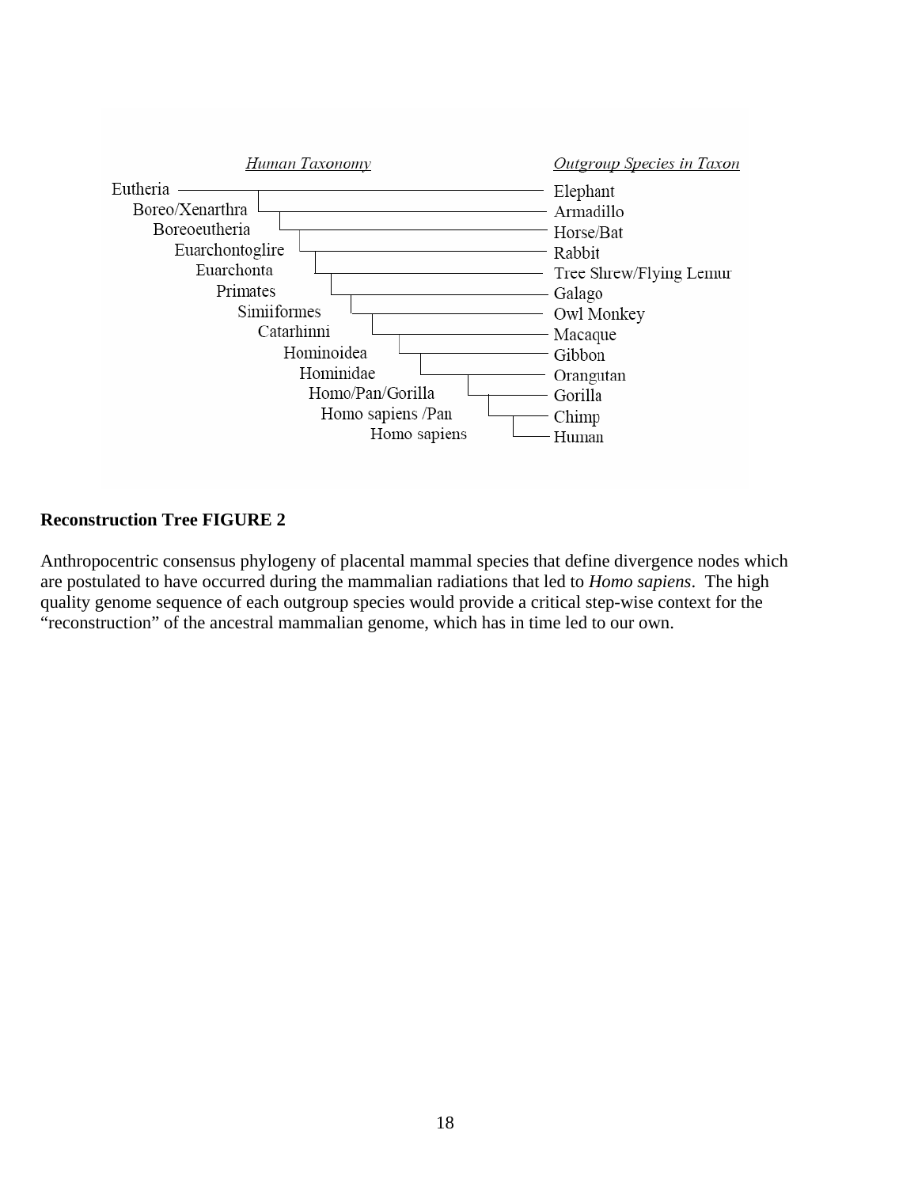Human Taxonomy

Outgroup Species in Taxon

Eutheria

Boreo/Xenarthra

Boreoeutheria

Euarchontoglire

Euarchonta

Primates

Simiiformes

Catarhinni

Hominoidea

Hominidae

Homo/Pan/Gorilla

Homo sapiens /Pan

Homo sapiens

Elephant

Armadillo

Horse/Bat

Rabbit

Tree Shrew/Flying Lemur

Galago

Owl Monkey

Macaque

Gibbon

Orangutan

Gorilla

Chimp

Human

**Reconstruction Tree FIGURE 2**

Anthropocentric consensus phylogeny of placental mammal species that define divergence nodes which are postulated to have occurred during the mammalian radiations that led to *Homo sapiens*. The high quality genome sequence of each outgroup species would provide a critical step-wise context for the "reconstruction" of the ancestral mammalian genome, which has in time led to our own.